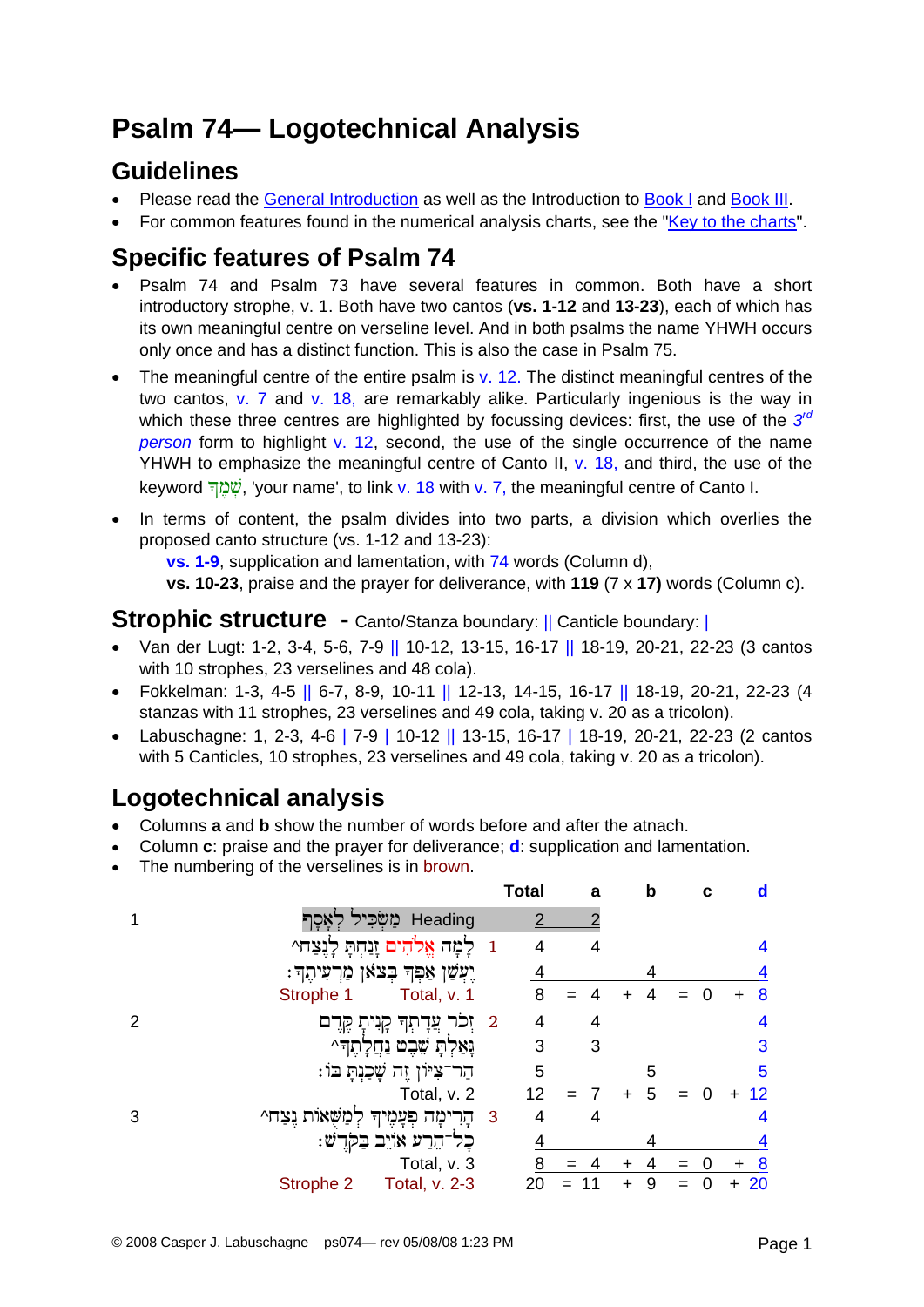# Psalm 74— Logotechnical Analysis

## Guidelines

- Please read the General Introduction as well as the Introduction to Book I and Book III.
- For common features found in the numerical analysis charts, see the "Key to the charts".

## Specific features of Psalm 74

- Psalm 74 and Psalm 73 have several features in common. Both have a short introductory strophe, v. 1. Both have two cantos (**vs. 1-12** and **13-23**), each of which has its own meaningful centre on verseline level. And in both psalms the name YHWH occurs only once and has a distinct function. This is also the case in Psalm 75.
- The meaningful centre of the entire psalm is v. 12. The distinct meaningful centres of the two cantos, v. 7 and v. 18, are remarkably alike. Particularly ingenious is the way in which these three centres are highlighted by focussing devices: first, the use of the *3rd person* form to highlight v. 12, second, the use of the single occurrence of the name YHWH to emphasize the meaningful centre of Canto II, v. 18, and third, the use of the keyword שְׁמֶךָ, 'your name', to link v. 18 with v. 7, the meaningful centre of Canto I.
- In terms of content, the psalm divides into two parts, a division which overlies the proposed canto structure (vs. 1-12 and 13-23):
  **vs. 1-9**, supplication and lamentation, with 74 words (Column d),
  **vs. 10-23**, praise and the prayer for deliverance, with **119** (7 x **17**) words (Column c).

## Strophic structure - Canto/Stanza boundary: || Canticle boundary: |

- Van der Lugt: 1-2, 3-4, 5-6, 7-9 || 10-12, 13-15, 16-17 || 18-19, 20-21, 22-23 (3 cantos with 10 strophes, 23 verselines and 48 cola).
- Fokkelman: 1-3, 4-5 || 6-7, 8-9, 10-11 || 12-13, 14-15, 16-17 || 18-19, 20-21, 22-23 (4 stanzas with 11 strophes, 23 verselines and 49 cola, taking v. 20 as a tricolon).
- Labuschagne: 1, 2-3, 4-6 | 7-9 | 10-12 || 13-15, 16-17 | 18-19, 20-21, 22-23 (2 cantos with 5 Canticles, 10 strophes, 23 verselines and 49 cola, taking v. 20 as a tricolon).

## Logotechnical analysis

- Columns **a** and **b** show the number of words before and after the atnach.
- Column **c**: praise and the prayer for deliverance; **d**: supplication and lamentation.
- The numbering of the verselines is in brown.

| | Text | | Total | | a | | b | | c | | d |
|---|---|---|---|---|---|---|---|---|---|---|---|
| 1 | מַשְׂכִּיל לְאָסָף Heading | | 2 | | 2 | | | | | | |
| | לָמָה אֱלֹהִים זָנַחְתָּ לָנֶצַח^ | 1 | 4 | | 4 | | | | | | 4 |
| | יֶעְשַׁן אַפְּךָ בְּצֹאן מַרְעִיתֶךָ׃ | | 4 | | | | 4 | | | | 4 |
| | Strophe 1 Total, v. 1 | | 8 | = | 4 | + | 4 | = | 0 | + | 8 |
| 2 | זְכֹר עֲדָתְךָ קָנִיתָ קֶּדֶם | 2 | 4 | | 4 | | | | | | 4 |
| | גָּאַלְתָּ שֵׁבֶט נַחֲלָתֶךָ^ | | 3 | | 3 | | | | | | 3 |
| | הַר־צִיּוֹן זֶה שָׁכַנְתָּ בּוֹ׃ | | 5 | | | | 5 | | | | 5 |
| | Total, v. 2 | | 12 | = | 7 | + | 5 | = | 0 | + | 12 |
| 3 | הָרִימָה פְעָמֶיךָ לְמַשֻּׁאוֹת נֶצַח^ | 3 | 4 | | 4 | | | | | | 4 |
| | כָּל־הֵרַע אוֹיֵב בַּקֹּדֶשׁ׃ | | 4 | | | | 4 | | | | 4 |
| | Total, v. 3 | | 8 | = | 4 | + | 4 | = | 0 | + | 8 |
| | Strophe 2 Total, v. 2-3 | | 20 | = | 11 | + | 9 | = | 0 | + | 20 |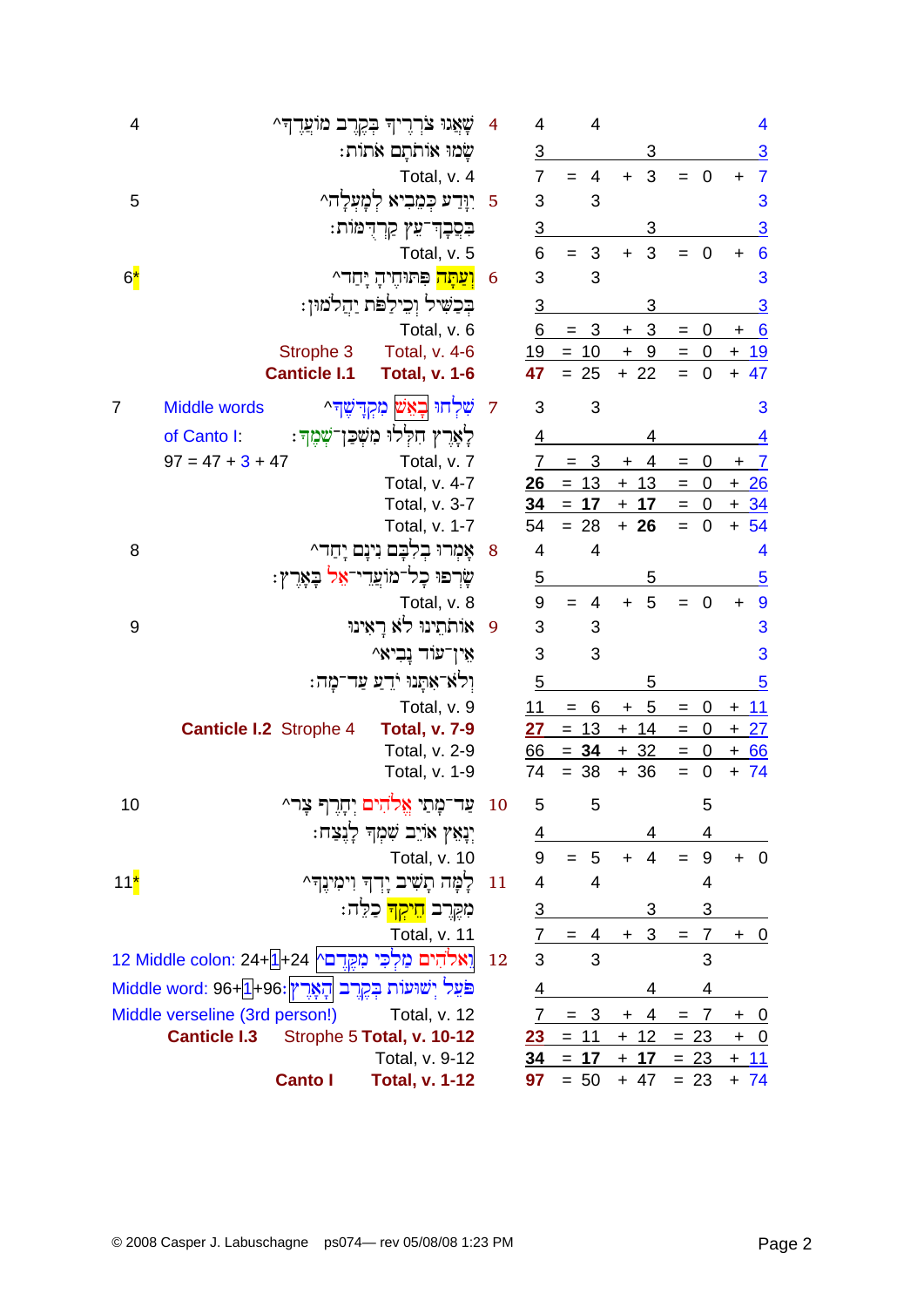| | | Text | v. | Words | 1st | | 2nd | | 3rd | | Total |
|---|---|---|---|---|---|---|---|---|---|---|---|
| 4 | | שָׁאֲגוּ צֹרְרֶיךָ בְּקֶרֶב מוֹעֲדֶךָ^ | 4 | 4 | 4 | | | | | | 4 |
| | | שָׂמוּ אוֹתֹתָם אֹתוֹת׃ | | 3 | | | 3 | | | | 3 |
| | | Total, v. 4 | | 7 | = 4 | + | 3 | = | 0 | + | 7 |
| 5 | | יִוָּדַע כְּמֵבִיא לְמָעְלָה^ | 5 | 3 | 3 | | | | | | 3 |
| | | בִּסֲבָךְ־עֵץ קַרְדֻּמּוֹת׃ | | 3 | | | 3 | | | | 3 |
| | | Total, v. 5 | | 6 | = 3 | + | 3 | = | 0 | + | 6 |
| 6* | | וְעַתָּה פִּתּוּחֶיהָ יָּחַד^ | 6 | 3 | 3 | | | | | | 3 |
| | | בְּכַשִּׁיל וְכֵילַפֹּת יַהֲלֹמוּן׃ | | 3 | | | 3 | | | | 3 |
| | | Total, v. 6 | | 6 | = 3 | + | 3 | = | 0 | + | 6 |
| | Strophe 3 | Total, v. 4-6 | | 19 | = 10 | + | 9 | = | 0 | + | 19 |
| | **Canticle I.1** | **Total, v. 1-6** | | **47** | = 25 | + | 22 | = | 0 | + | 47 |
| 7 | Middle words | שִׁלְחוּ בָאֵשׁ מִקְדָּשֶׁךָ^ | 7 | 3 | 3 | | | | | | 3 |
| | of Canto I: | לָאָרֶץ חִלְּלוּ מִשְׁכַּן־שְׁמֶךָ׃ | | 4 | | | 4 | | | | 4 |
| | 97 = 47 + 3 + 47 | Total, v. 7 | | 7 | = 3 | + | 4 | = | 0 | + | 7 |
| | | Total, v. 4-7 | | **26** | = 13 | + | 13 | = | 0 | + | 26 |
| | | Total, v. 3-7 | | **34** | = **17** | + | **17** | = | 0 | + | 34 |
| | | Total, v. 1-7 | | 54 | = 28 | + | **26** | = | 0 | + | 54 |
| 8 | | אָמְרוּ בְלִבָּם נִינָם יָחַד^ | 8 | 4 | 4 | | | | | | 4 |
| | | שָׂרְפוּ כָל־מוֹעֲדֵי־אֵל בָּאָרֶץ׃ | | 5 | | | 5 | | | | 5 |
| | | Total, v. 8 | | 9 | = 4 | + | 5 | = | 0 | + | 9 |
| 9 | | אוֹתֹתֵינוּ לֹא רָאִינוּ | 9 | 3 | 3 | | | | | | 3 |
| | | אֵין־עוֹד נָבִיא^ | | 3 | 3 | | | | | | 3 |
| | | וְלֹא־אִתָּנוּ יֹדֵעַ עַד־מָה׃ | | 5 | | | 5 | | | | 5 |
| | | Total, v. 9 | | 11 | = 6 | + | 5 | = | 0 | + | 11 |
| | **Canticle I.2** Strophe 4 | **Total, v. 7-9** | | **27** | = 13 | + | 14 | = | 0 | + | 27 |
| | | Total, v. 2-9 | | 66 | = **34** | + | 32 | = | 0 | + | 66 |
| | | Total, v. 1-9 | | 74 | = 38 | + | 36 | = | 0 | + | 74 |
| 10 | | עַד־מָתַי אֱלֹהִים יְחָרֶף צָר^ | 10 | 5 | 5 | | | | 5 | | |
| | | יְנָאֵץ אוֹיֵב שִׁמְךָ לָנֶצַח׃ | | 4 | | | 4 | | 4 | | |
| | | Total, v. 10 | | 9 | = 5 | + | 4 | = | 9 | + | 0 |
| 11* | | לָמָּה תָשִׁיב יָדְךָ וִימִינֶךָ^ | 11 | 4 | 4 | | | | 4 | | |
| | | מִקֶּרֶב חֵיקְךָ כַלֵּה׃ | | 3 | | | 3 | | 3 | | |
| | | Total, v. 11 | | 7 | = 4 | + | 3 | = | 7 | + | 0 |
| | 12 Middle colon: 24+1+24 | וֵאלֹהִים מַלְכִּי מִקֶּדֶם^ | 12 | 3 | 3 | | | | 3 | | |
| | Middle word: 96+1+96: | פֹּעֵל יְשׁוּעוֹת בְּקֶרֶב הָאָרֶץ׃ | | 4 | | | 4 | | 4 | | |
| | Middle verseline (3rd person!) | Total, v. 12 | | 7 | = 3 | + | 4 | = | 7 | + | 0 |
| | **Canticle I.3** Strophe 5 | **Total, v. 10-12** | | **23** | = 11 | + | 12 | = | 23 | + | 0 |
| | | Total, v. 9-12 | | **34** | = **17** | + | **17** | = | 23 | + | 11 |
| | **Canto I** | **Total, v. 1-12** | | **97** | = 50 | + | 47 | = | 23 | + | 74 |

© 2008 Casper J. Labuschagne ps074— rev 05/08/08 1:23 PM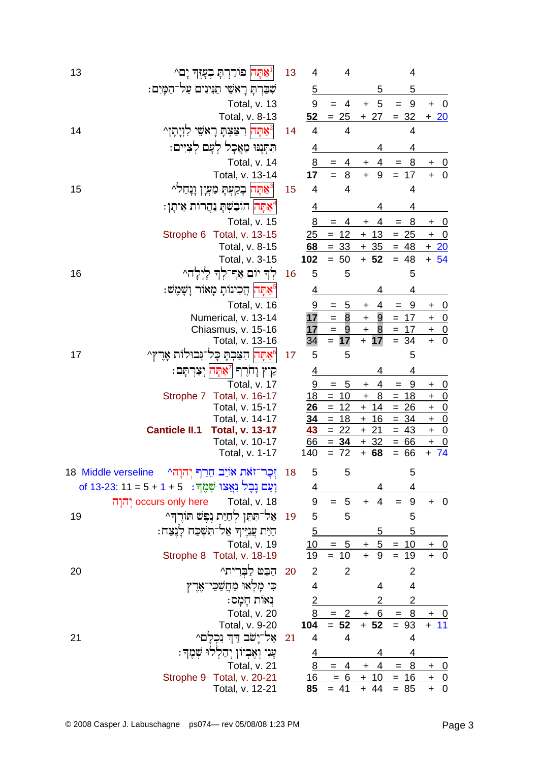| Verse | Text | v. | Words | Before atnach | After atnach | Words | Name occ. | Remaining |
|---|---|---|---|---|---|---|---|---|
| 13 | אַתָּה[1] פוֹרַרְתָּ בְעָזְּךָ יָם^ | 13 | 4 | 4 | | 4 | | |
| | שִׁבַּרְתָּ רָאשֵׁי תַנִּינִים עַל־הַמָּיִם׃ | | 5 | | 5 | 5 | | |
| | Total, v. 13 | | 9 | = 4 | + 5 | = 9 | + 0 | |
| | Total, v. 8-13 | | **52** | = 25 | + 27 | = 32 | + 20 | |
| 14 | אַתָּה[2] רִצַּצְתָּ רָאשֵׁי לִוְיָתָן^ | 14 | 4 | 4 | | 4 | | |
| | תִּתְּנֶנּוּ מַאֲכָל לְעָם לְצִיִּים׃ | | 4 | | 4 | 4 | | |
| | Total, v. 14 | | 8 | = 4 | + 4 | = 8 | + 0 | |
| | Total, v. 13-14 | | **17** | = 8 | + 9 | = 17 | + 0 | |
| 15 | אַתָּה[3] בָקַעְתָּ מַעְיָן וָנָחַל^ | 15 | 4 | 4 | | 4 | | |
| | אַתָּה[4] הוֹבַשְׁתָּ נַהֲרוֹת אֵיתָן׃ | | 4 | | 4 | 4 | | |
| | Total, v. 15 | | 8 | = 4 | + 4 | = 8 | + 0 | |
| | Strophe 6 Total, v. 13-15 | | 25 | = 12 | + 13 | = 25 | + 0 | |
| | Total, v. 8-15 | | **68** | = 33 | + 35 | = 48 | + 20 | |
| | Total, v. 3-15 | | **102** | = 50 | + **52** | = 48 | + 54 | |
| 16 | לְךָ יוֹם אַף־לְךָ לָיְלָה^ | 16 | 5 | 5 | | 5 | | |
| | אַתָּה[5] הֲכִינוֹתָ מָאוֹר וָשָׁמֶשׁ׃ | | 4 | | 4 | 4 | | |
| | Total, v. 16 | | 9 | = 5 | + 4 | = 9 | + 0 | |
| | Numerical, v. 13-14 | | **17** | = 8 | + 9 | = 17 | + 0 | |
| | Chiasmus, v. 15-16 | | **17** | = 9 | + 8 | = 17 | + 0 | |
| | Total, v. 13-16 | | 34 | = **17** | + **17** | = 34 | + 0 | |
| 17 | אַתָּה[6] הִצַּבְתָּ כָּל־גְּבוּלוֹת אָרֶץ^ | 17 | 5 | 5 | | 5 | | |
| | קַיִץ וָחֹרֶף אַתָּה[7] יְצַרְתָּם׃ | | 4 | | 4 | 4 | | |
| | Total, v. 17 | | 9 | = 5 | + 4 | = 9 | + 0 | |
| | Strophe 7 Total, v. 16-17 | | 18 | = 10 | + 8 | = 18 | + 0 | |
| | Total, v. 15-17 | | **26** | = 12 | + 14 | = 26 | + 0 | |
| | Total, v. 14-17 | | **34** | = 18 | + 16 | = 34 | + 0 | |
| | **Canticle II.1 Total, v. 13-17** | | **43** | = 22 | + 21 | = 43 | + 0 | |
| | Total, v. 10-17 | | 66 | = **34** | + 32 | = 66 | + 0 | |
| | Total, v. 1-17 | | 140 | = 72 | + **68** | = 66 | + 74 | |
| 18 Middle verseline of 13-23: 11 = 5 + 1 + 5 | זְכָר־זֹאת אוֹיֵב חֵרֵף יְהוָה^ | 18 | 5 | 5 | | 5 | | |
| | וְעַם נָבָל נִאֲצוּ שְׁמֶךָ׃ | | 4 | | 4 | 4 | | |
| יְהוָה occurs only here | Total, v. 18 | | 9 | = 5 | + 4 | = 9 | + 0 | |
| 19 | אַל־תִּתֵּן לְחַיַּת נֶפֶשׁ תּוֹרֶךָ^ | 19 | 5 | 5 | | 5 | | |
| | חַיַּת עֲנִיֶּיךָ אַל־תִּשְׁכַּח לָנֶצַח׃ | | 5 | | 5 | 5 | | |
| | Total, v. 19 | | 10 | = 5 | + 5 | = 10 | + 0 | |
| | Strophe 8 Total, v. 18-19 | | 19 | = 10 | + 9 | = 19 | + 0 | |
| 20 | הַבֵּט לַבְּרִית^ | 20 | 2 | 2 | | 2 | | |
| | כִּי מָלְאוּ מַחֲשַׁכֵּי־אֶרֶץ | | 4 | | 4 | 4 | | |
| | נְאוֹת חָמָס׃ | | 2 | | 2 | 2 | | |
| | Total, v. 20 | | 8 | = 2 | + 6 | = 8 | + 0 | |
| | Total, v. 9-20 | | **104** | = **52** | + **52** | = 93 | + 11 | |
| 21 | אַל־יָשֹׁב דַּךְ נִכְלָם^ | 21 | 4 | 4 | | 4 | | |
| | עָנִי וְאֶבְיוֹן יְהַלְלוּ שְׁמֶךָ׃ | | 4 | | 4 | 4 | | |
| | Total, v. 21 | | 8 | = 4 | + 4 | = 8 | + 0 | |
| | Strophe 9 Total, v. 20-21 | | 16 | = 6 | + 10 | = 16 | + 0 | |
| | Total, v. 12-21 | | **85** | = 41 | + 44 | = 85 | + 0 | |

© 2008 Casper J. Labuschagne ps074— rev 05/08/08 1:23 PM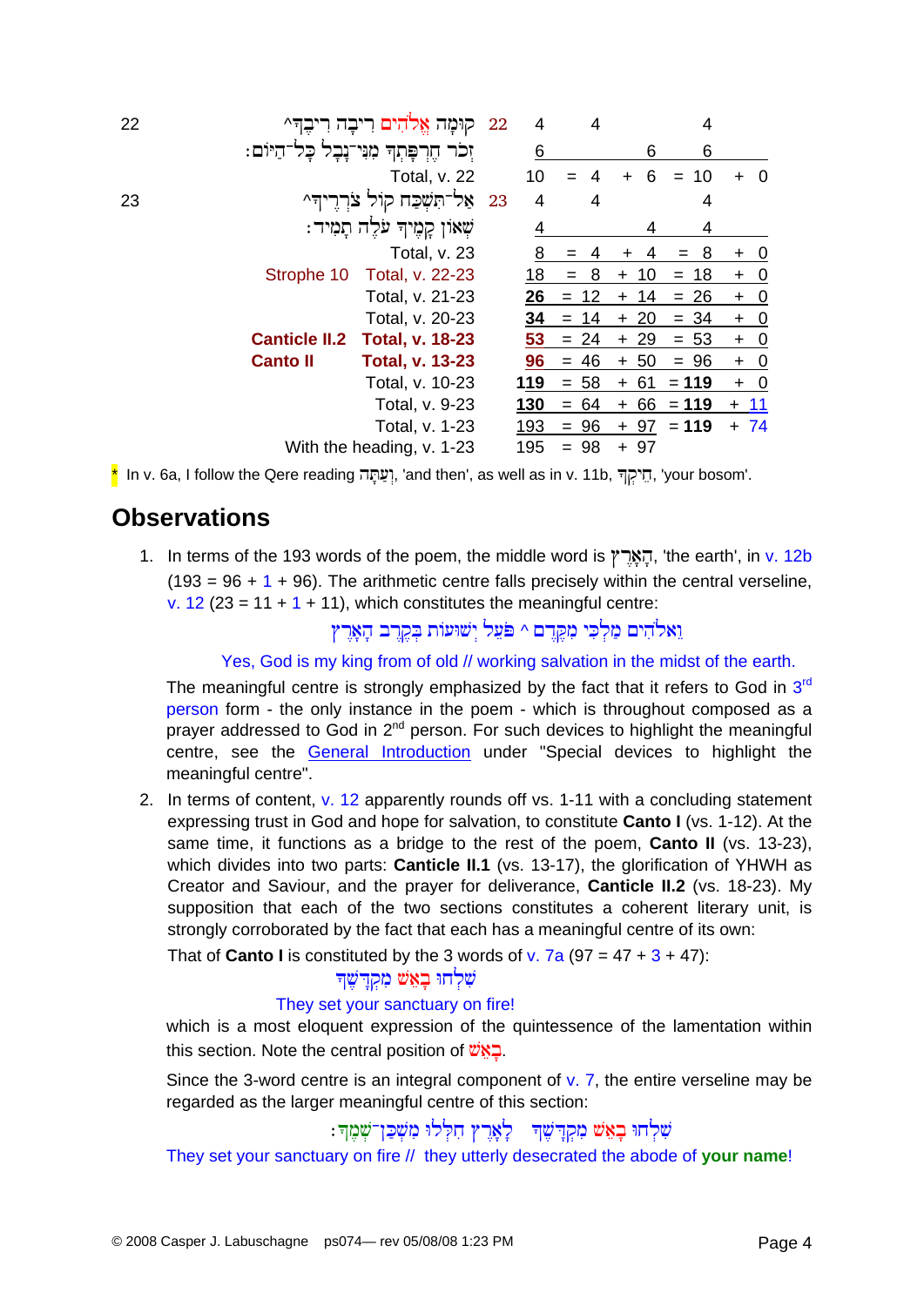| | | | | | | | | | |
|---|---|---|---|---|---|---|---|---|---|
| 22 | קוּמָה אֱלֹהִים רִיבָה רִיבֶךָ^ | 22 | 4 | | 4 | | | 4 | |
| | זְכֹר חֶרְפָּתְךָ מִנִּי־נָבָל כָּל־הַיּוֹם׃ | | 6 | | | | 6 | 6 | |
| | Total, v. 22 | | 10 | = | 4 | + | 6 | = 10 | + 0 |
| 23 | אַל־תִּשְׁכַּח קוֹל צֹרְרֶיךָ^ | 23 | 4 | | 4 | | | 4 | |
| | שְׁאוֹן קָמֶיךָ עֹלֶה תָמִיד׃ | | 4 | | | | 4 | 4 | |
| | Total, v. 23 | | 8 | = | 4 | + | 4 | = 8 | + 0 |
| | Strophe 10 Total, v. 22-23 | | 18 | = | 8 | + | 10 | = 18 | + 0 |
| | Total, v. 21-23 | | 26 | = | 12 | + | 14 | = 26 | + 0 |
| | Total, v. 20-23 | | 34 | = | 14 | + | 20 | = 34 | + 0 |
| | **Canticle II.2 Total, v. 18-23** | | 53 | = | 24 | + | 29 | = 53 | + 0 |
| | **Canto II Total, v. 13-23** | | 96 | = | 46 | + | 50 | = 96 | + 0 |
| | Total, v. 10-23 | | **119** | = | 58 | + | 61 | = **119** | + 0 |
| | Total, v. 9-23 | | **130** | = | 64 | + | 66 | = **119** | + 11 |
| | Total, v. 1-23 | | 193 | = | 96 | + | 97 | = **119** | + 74 |
| | With the heading, v. 1-23 | | 195 | = | 98 | + | 97 | | |

\* In v. 6a, I follow the Qere reading וְעַתָּה, 'and then', as well as in v. 11b, חֵיקְךָ, 'your bosom'.

## Observations

1. In terms of the 193 words of the poem, the middle word is הָאָרֶץ, 'the earth', in v. 12b (193 = 96 + 1 + 96). The arithmetic centre falls precisely within the central verseline, v. 12 (23 = 11 + 1 + 11), which constitutes the meaningful centre:

   וֵאלֹהִים מַלְכִּי מִקֶּדֶם ^ פֹּעֵל יְשׁוּעוֹת בְּקֶרֶב הָאָרֶץ

   Yes, God is my king from of old // working salvation in the midst of the earth.

   The meaningful centre is strongly emphasized by the fact that it refers to God in 3rd person form - the only instance in the poem - which is throughout composed as a prayer addressed to God in 2nd person. For such devices to highlight the meaningful centre, see the General Introduction under "Special devices to highlight the meaningful centre".

2. In terms of content, v. 12 apparently rounds off vs. 1-11 with a concluding statement expressing trust in God and hope for salvation, to constitute **Canto I** (vs. 1-12). At the same time, it functions as a bridge to the rest of the poem, **Canto II** (vs. 13-23), which divides into two parts: **Canticle II.1** (vs. 13-17), the glorification of YHWH as Creator and Saviour, and the prayer for deliverance, **Canticle II.2** (vs. 18-23). My supposition that each of the two sections constitutes a coherent literary unit, is strongly corroborated by the fact that each has a meaningful centre of its own:

   That of **Canto I** is constituted by the 3 words of v. 7a (97 = 47 + 3 + 47):

   שִׁלְחוּ בָאֵשׁ מִקְדָּשֶׁךָ

   They set your sanctuary on fire!

   which is a most eloquent expression of the quintessence of the lamentation within this section. Note the central position of בָאֵשׁ.

   Since the 3-word centre is an integral component of v. 7, the entire verseline may be regarded as the larger meaningful centre of this section:

   שִׁלְחוּ בָאֵשׁ מִקְדָּשֶׁךָ לָאָרֶץ חִלְּלוּ מִשְׁכַּן־שְׁמֶךָ׃

   They set your sanctuary on fire // they utterly desecrated the abode of **your name**!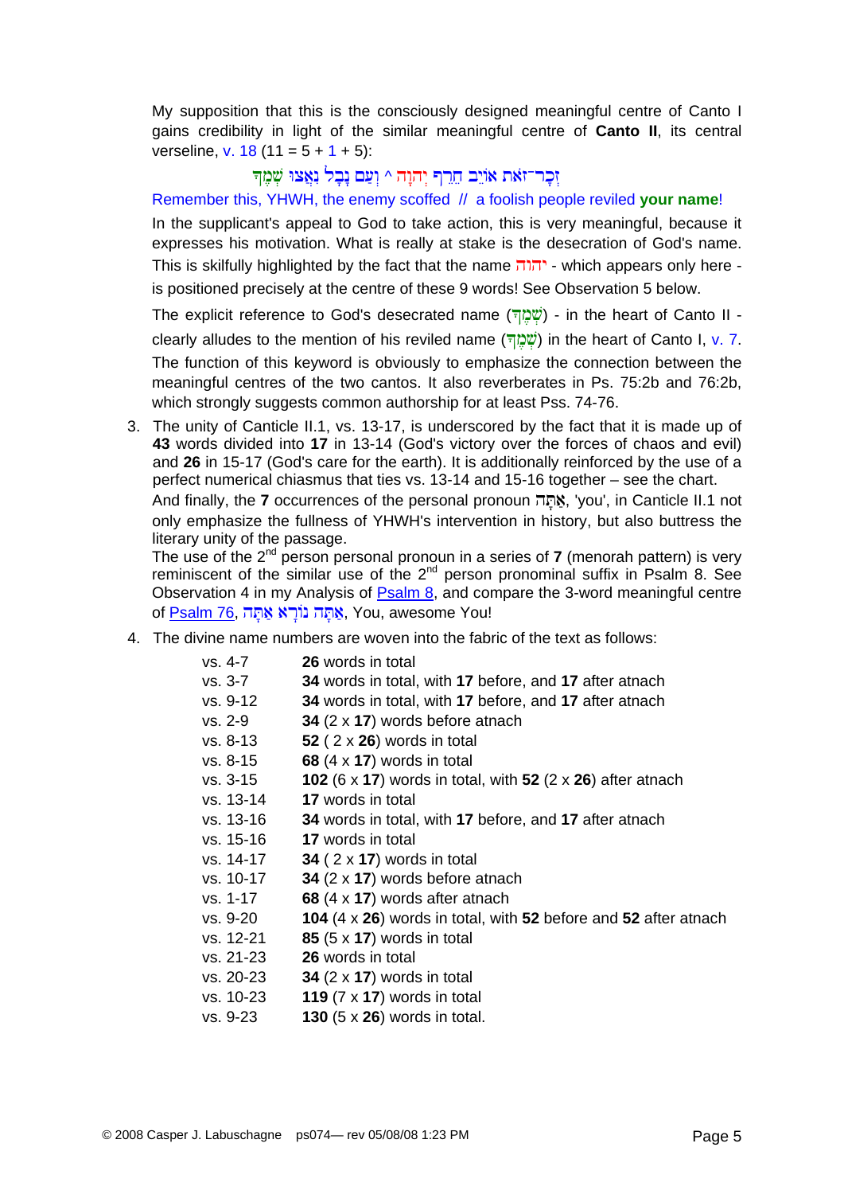My supposition that this is the consciously designed meaningful centre of Canto I gains credibility in light of the similar meaningful centre of **Canto II**, its central verseline, v. 18 (11 = 5 + 1 + 5):

זְכָר־זֹאת אוֹיֵב חֵרֵף יְהוָה ^ וְעַם נָבָל נִאֲצוּ שְׁמֶךָ

Remember this, YHWH, the enemy scoffed // a foolish people reviled **your name**!

In the supplicant's appeal to God to take action, this is very meaningful, because it expresses his motivation. What is really at stake is the desecration of God's name. This is skilfully highlighted by the fact that the name יהוה - which appears only here - is positioned precisely at the centre of these 9 words! See Observation 5 below.

The explicit reference to God's desecrated name (שְׁמֶךָ) - in the heart of Canto II - clearly alludes to the mention of his reviled name (שְׁמֶךָ) in the heart of Canto I, v. 7. The function of this keyword is obviously to emphasize the connection between the meaningful centres of the two cantos. It also reverberates in Ps. 75:2b and 76:2b, which strongly suggests common authorship for at least Pss. 74-76.

3. The unity of Canticle II.1, vs. 13-17, is underscored by the fact that it is made up of **43** words divided into **17** in 13-14 (God's victory over the forces of chaos and evil) and **26** in 15-17 (God's care for the earth). It is additionally reinforced by the use of a perfect numerical chiasmus that ties vs. 13-14 and 15-16 together – see the chart.
   And finally, the **7** occurrences of the personal pronoun אַתָּה, 'you', in Canticle II.1 not only emphasize the fullness of YHWH's intervention in history, but also buttress the literary unity of the passage.
   The use of the 2nd person personal pronoun in a series of **7** (menorah pattern) is very reminiscent of the similar use of the 2nd person pronominal suffix in Psalm 8. See Observation 4 in my Analysis of Psalm 8, and compare the 3-word meaningful centre of Psalm 76, אַתָּה נוֹרָא אַתָּה, You, awesome You!

4. The divine name numbers are woven into the fabric of the text as follows:

| | |
|---|---|
| vs. 4-7 | **26** words in total |
| vs. 3-7 | **34** words in total, with **17** before, and **17** after atnach |
| vs. 9-12 | **34** words in total, with **17** before, and **17** after atnach |
| vs. 2-9 | **34** (2 x **17**) words before atnach |
| vs. 8-13 | **52** ( 2 x **26**) words in total |
| vs. 8-15 | **68** (4 x **17**) words in total |
| vs. 3-15 | **102** (6 x **17**) words in total, with **52** (2 x **26**) after atnach |
| vs. 13-14 | **17** words in total |
| vs. 13-16 | **34** words in total, with **17** before, and **17** after atnach |
| vs. 15-16 | **17** words in total |
| vs. 14-17 | **34** ( 2 x **17**) words in total |
| vs. 10-17 | **34** (2 x **17**) words before atnach |
| vs. 1-17 | **68** (4 x **17**) words after atnach |
| vs. 9-20 | **104** (4 x **26**) words in total, with **52** before and **52** after atnach |
| vs. 12-21 | **85** (5 x **17**) words in total |
| vs. 21-23 | **26** words in total |
| vs. 20-23 | **34** (2 x **17**) words in total |
| vs. 10-23 | **119** (7 x **17**) words in total |
| vs. 9-23 | **130** (5 x **26**) words in total. |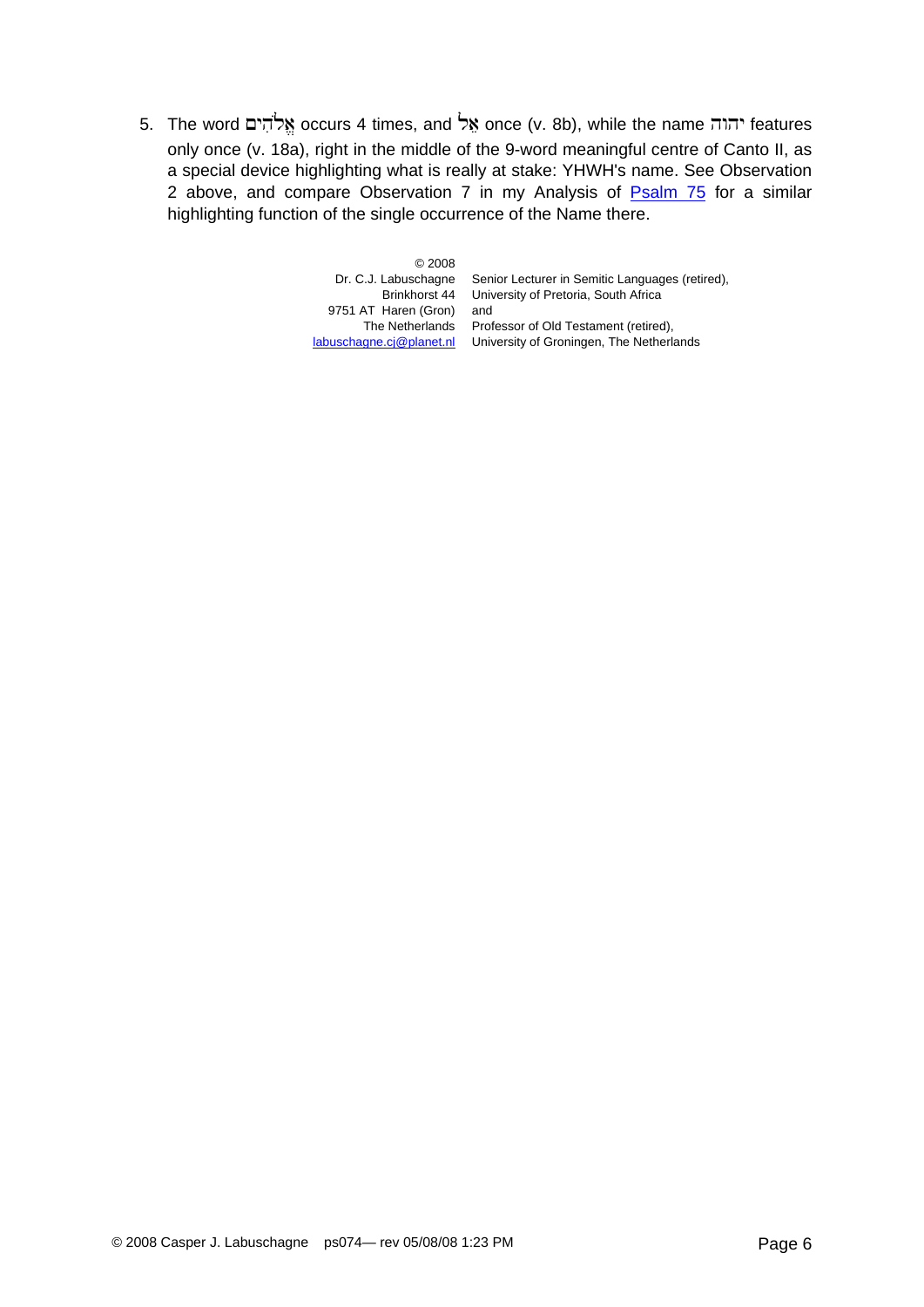5. The word אֱלֹהִים occurs 4 times, and אֵל once (v. 8b), while the name יהוה features only once (v. 18a), right in the middle of the 9-word meaningful centre of Canto II, as a special device highlighting what is really at stake: YHWH's name. See Observation 2 above, and compare Observation 7 in my Analysis of [Psalm 75](Psalm 75) for a similar highlighting function of the single occurrence of the Name there.

| | |
|---|---|
| © 2008 | |
| Dr. C.J. Labuschagne | Senior Lecturer in Semitic Languages (retired), |
| Brinkhorst 44 | University of Pretoria, South Africa |
| 9751 AT Haren (Gron) | and |
| The Netherlands | Professor of Old Testament (retired), |
| labuschagne.cj@planet.nl | University of Groningen, The Netherlands |

© 2008 Casper J. Labuschagne ps074— rev 05/08/08 1:23 PM